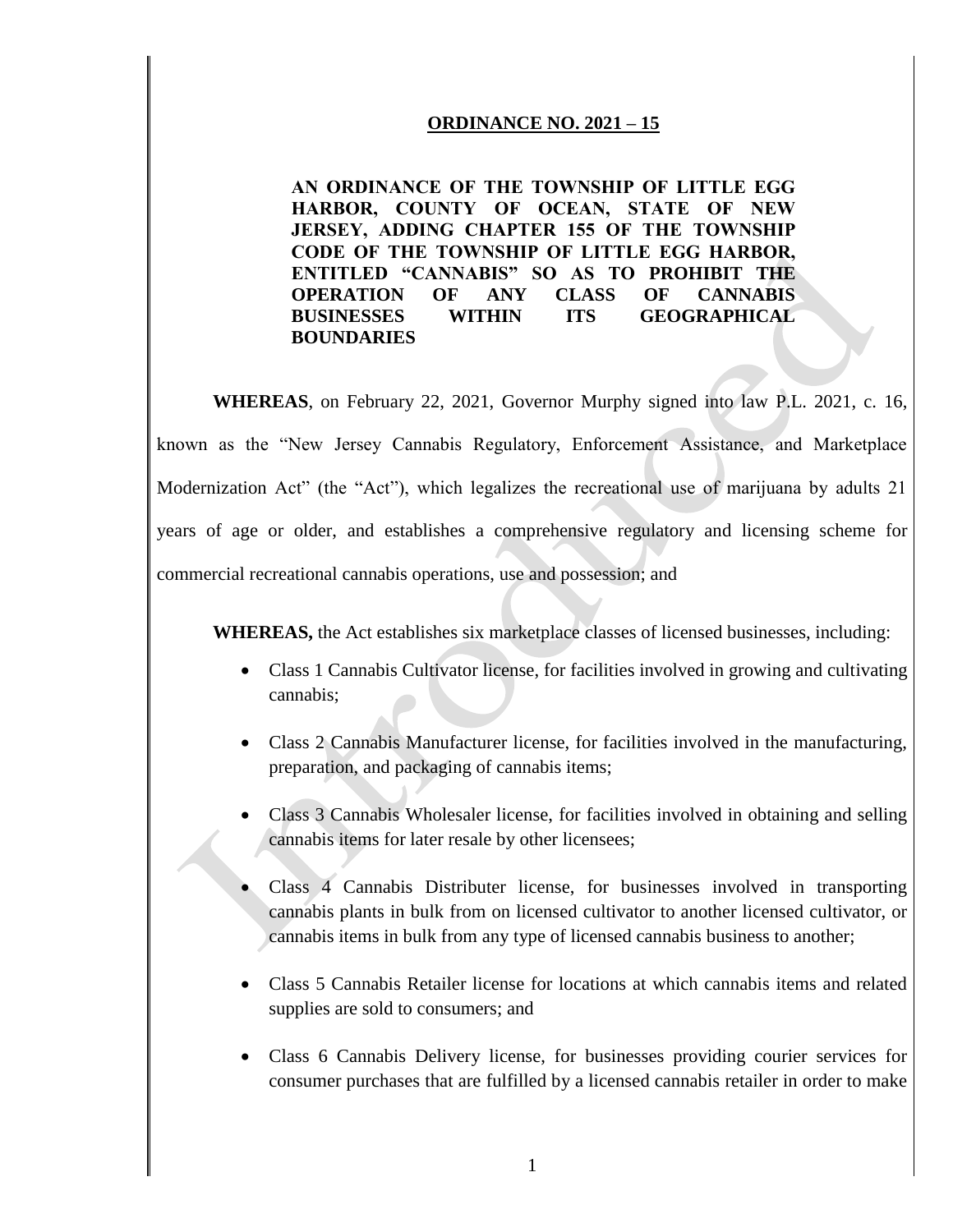**ORDINANCE NO. 2021 – 15**

**AN ORDINANCE OF THE TOWNSHIP OF LITTLE EGG HARBOR, COUNTY OF OCEAN, STATE OF NEW JERSEY, ADDING CHAPTER 155 OF THE TOWNSHIP CODE OF THE TOWNSHIP OF LITTLE EGG HARBOR, ENTITLED "CANNABIS" SO AS TO PROHIBIT THE OPERATION OF ANY CLASS OF CANNABIS BUSINESSES WITHIN ITS GEOGRAPHICAL BOUNDARIES**

**WHEREAS**, on February 22, 2021, Governor Murphy signed into law P.L. 2021, c. 16, known as the "New Jersey Cannabis Regulatory, Enforcement Assistance, and Marketplace Modernization Act" (the "Act"), which legalizes the recreational use of marijuana by adults 21 years of age or older, and establishes a comprehensive regulatory and licensing scheme for commercial recreational cannabis operations, use and possession; and

**WHEREAS,** the Act establishes six marketplace classes of licensed businesses, including:

- Class 1 Cannabis Cultivator license, for facilities involved in growing and cultivating cannabis;
- Class 2 Cannabis Manufacturer license, for facilities involved in the manufacturing, preparation, and packaging of cannabis items;
- Class 3 Cannabis Wholesaler license, for facilities involved in obtaining and selling cannabis items for later resale by other licensees;
- Class 4 Cannabis Distributer license, for businesses involved in transporting cannabis plants in bulk from on licensed cultivator to another licensed cultivator, or cannabis items in bulk from any type of licensed cannabis business to another;
- Class 5 Cannabis Retailer license for locations at which cannabis items and related supplies are sold to consumers; and
- Class 6 Cannabis Delivery license, for businesses providing courier services for consumer purchases that are fulfilled by a licensed cannabis retailer in order to make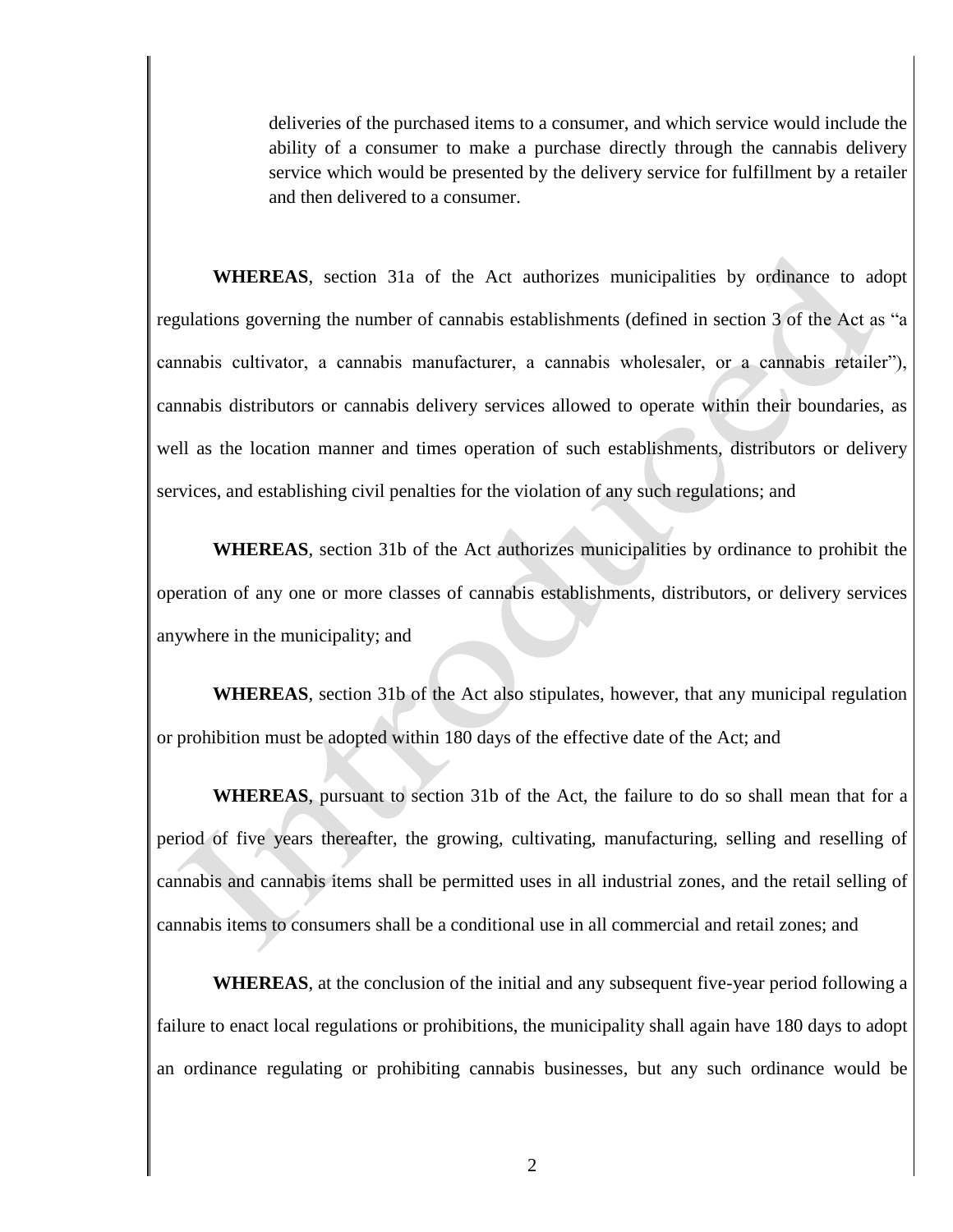deliveries of the purchased items to a consumer, and which service would include the ability of a consumer to make a purchase directly through the cannabis delivery service which would be presented by the delivery service for fulfillment by a retailer and then delivered to a consumer.

**WHEREAS**, section 31a of the Act authorizes municipalities by ordinance to adopt regulations governing the number of cannabis establishments (defined in section 3 of the Act as "a cannabis cultivator, a cannabis manufacturer, a cannabis wholesaler, or a cannabis retailer"), cannabis distributors or cannabis delivery services allowed to operate within their boundaries, as well as the location manner and times operation of such establishments, distributors or delivery services, and establishing civil penalties for the violation of any such regulations; and

**WHEREAS**, section 31b of the Act authorizes municipalities by ordinance to prohibit the operation of any one or more classes of cannabis establishments, distributors, or delivery services anywhere in the municipality; and

**WHEREAS**, section 31b of the Act also stipulates, however, that any municipal regulation or prohibition must be adopted within 180 days of the effective date of the Act; and

**WHEREAS**, pursuant to section 31b of the Act, the failure to do so shall mean that for a period of five years thereafter, the growing, cultivating, manufacturing, selling and reselling of cannabis and cannabis items shall be permitted uses in all industrial zones, and the retail selling of cannabis items to consumers shall be a conditional use in all commercial and retail zones; and

**WHEREAS**, at the conclusion of the initial and any subsequent five-year period following a failure to enact local regulations or prohibitions, the municipality shall again have 180 days to adopt an ordinance regulating or prohibiting cannabis businesses, but any such ordinance would be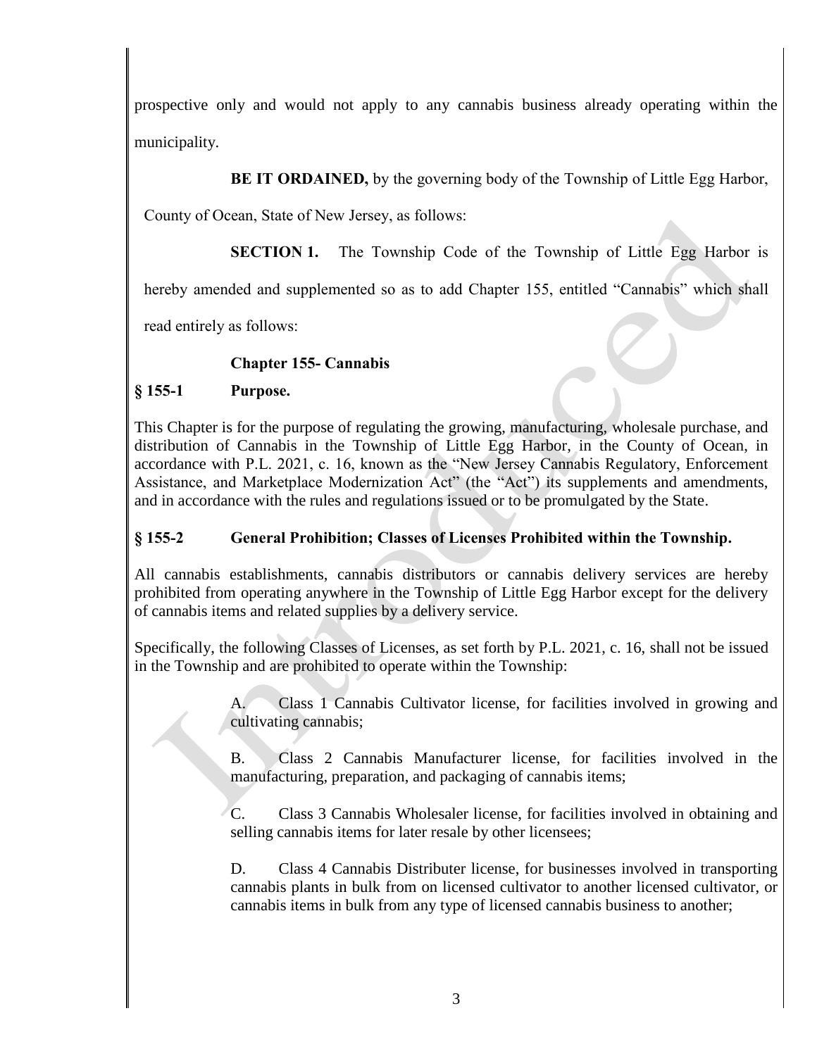prospective only and would not apply to any cannabis business already operating within the municipality.

**BE IT ORDAINED,** by the governing body of the Township of Little Egg Harbor, County of Ocean, State of New Jersey, as follows:

**SECTION 1.** The Township Code of the Township of Little Egg Harbor is hereby amended and supplemented so as to add Chapter 155, entitled "Cannabis" which shall read entirely as follows:

**Chapter 155- Cannabis**

**§ 155-1 Purpose.**

This Chapter is for the purpose of regulating the growing, manufacturing, wholesale purchase, and distribution of Cannabis in the Township of Little Egg Harbor, in the County of Ocean, in accordance with P.L. 2021, c. 16, known as the "New Jersey Cannabis Regulatory, Enforcement Assistance, and Marketplace Modernization Act" (the "Act") its supplements and amendments, and in accordance with the rules and regulations issued or to be promulgated by the State.

**§ 155-2 General Prohibition; Classes of Licenses Prohibited within the Township.**

All cannabis establishments, cannabis distributors or cannabis delivery services are hereby prohibited from operating anywhere in the Township of Little Egg Harbor except for the delivery of cannabis items and related supplies by a delivery service.

Specifically, the following Classes of Licenses, as set forth by P.L. 2021, c. 16, shall not be issued in the Township and are prohibited to operate within the Township:

A. Class 1 Cannabis Cultivator license, for facilities involved in growing and cultivating cannabis;

B. Class 2 Cannabis Manufacturer license, for facilities involved in the manufacturing, preparation, and packaging of cannabis items;

C. Class 3 Cannabis Wholesaler license, for facilities involved in obtaining and selling cannabis items for later resale by other licensees;

D. Class 4 Cannabis Distributer license, for businesses involved in transporting cannabis plants in bulk from on licensed cultivator to another licensed cultivator, or cannabis items in bulk from any type of licensed cannabis business to another;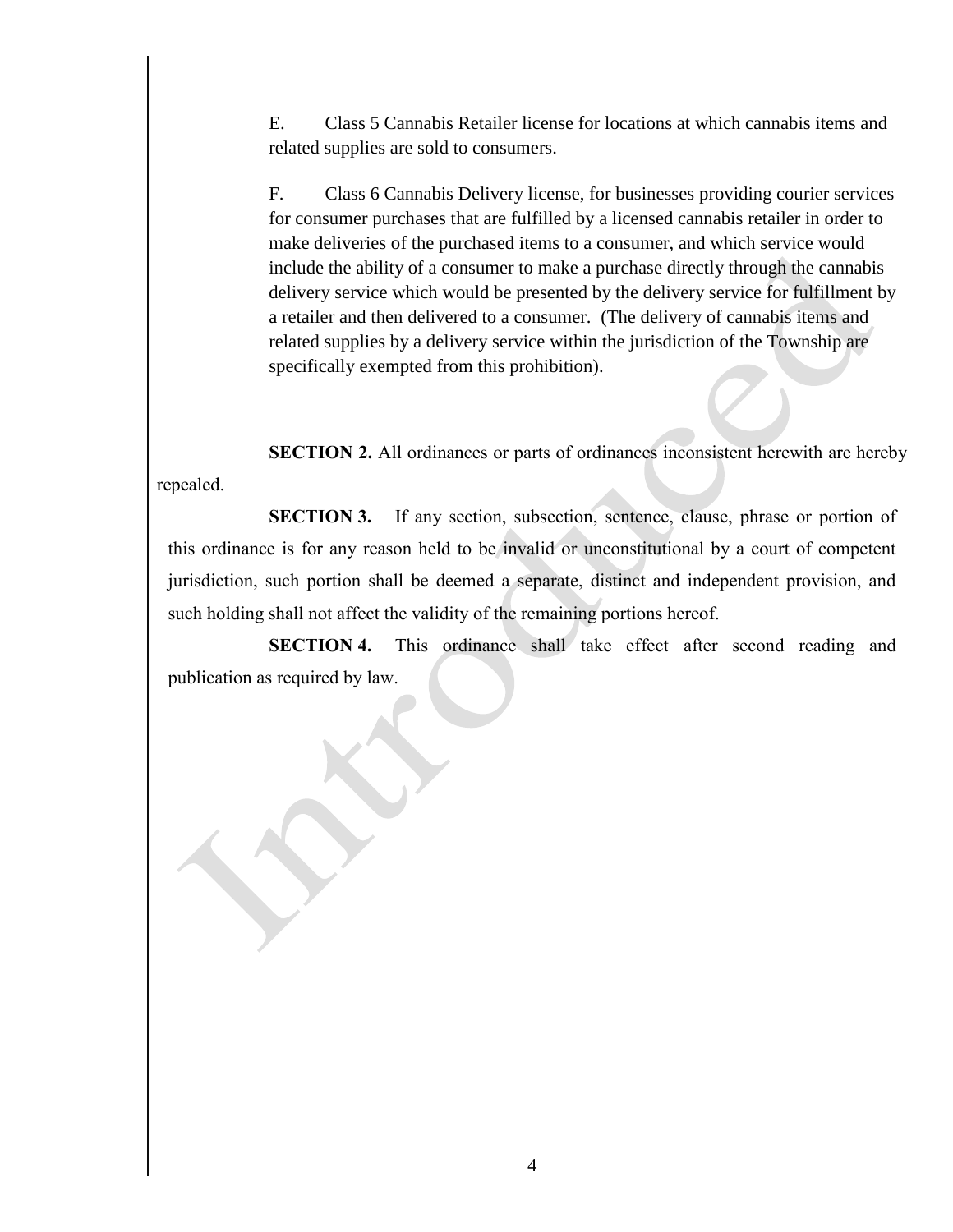E. Class 5 Cannabis Retailer license for locations at which cannabis items and related supplies are sold to consumers.

F. Class 6 Cannabis Delivery license, for businesses providing courier services for consumer purchases that are fulfilled by a licensed cannabis retailer in order to make deliveries of the purchased items to a consumer, and which service would include the ability of a consumer to make a purchase directly through the cannabis delivery service which would be presented by the delivery service for fulfillment by a retailer and then delivered to a consumer. (The delivery of cannabis items and related supplies by a delivery service within the jurisdiction of the Township are specifically exempted from this prohibition).

**SECTION 2.** All ordinances or parts of ordinances inconsistent herewith are hereby repealed.

**SECTION 3.** If any section, subsection, sentence, clause, phrase or portion of this ordinance is for any reason held to be invalid or unconstitutional by a court of competent jurisdiction, such portion shall be deemed a separate, distinct and independent provision, and such holding shall not affect the validity of the remaining portions hereof.

**SECTION 4.** This ordinance shall take effect after second reading and publication as required by law.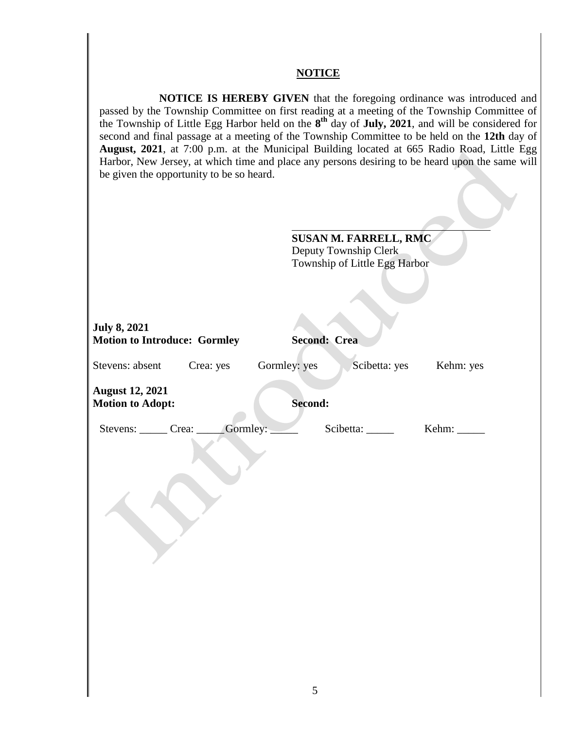## NOTICE

**NOTICE IS HEREBY GIVEN** that the foregoing ordinance was introduced and passed by the Township Committee on first reading at a meeting of the Township Committee of the Township of Little Egg Harbor held on the **8th** day of **July, 2021**, and will be considered for second and final passage at a meeting of the Township Committee to be held on the **12th** day of **August, 2021**, at 7:00 p.m. at the Municipal Building located at 665 Radio Road, Little Egg Harbor, New Jersey, at which time and place any persons desiring to be heard upon the same will be given the opportunity to be so heard.

\_\_\_\_\_\_\_\_\_\_\_\_\_\_\_\_\_\_\_\_\_\_\_\_\_\_\_\_\_\_\_\_\_\_\_\_

**SUSAN M. FARRELL, RMC**
Deputy Township Clerk
Township of Little Egg Harbor

**July 8, 2021**
**Motion to Introduce: Gormley** **Second: Crea**

Stevens: absent Crea: yes Gormley: yes Scibetta: yes Kehm: yes

**August 12, 2021**
**Motion to Adopt:** **Second:**

Stevens: \_\_\_\_\_ Crea: \_\_\_\_\_ Gormley: \_\_\_\_\_ Scibetta: \_\_\_\_\_ Kehm: \_\_\_\_\_

Introduced